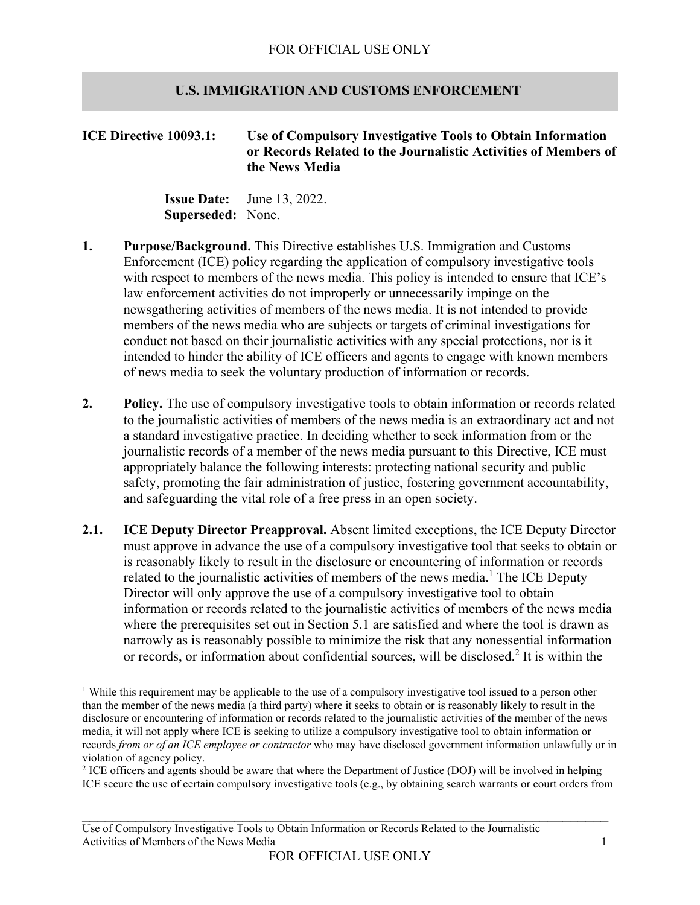# U.S. IMMIGRATION AND CUSTOMS ENFORCEMENT

**ICE Directive 10093.1: Use of Compulsory Investigative Tools to Obtain Information or Records Related to the Journalistic Activities of Members of the News Media**

**Issue Date:** June 13, 2022.
**Superseded:** None.

**1. Purpose/Background.** This Directive establishes U.S. Immigration and Customs Enforcement (ICE) policy regarding the application of compulsory investigative tools with respect to members of the news media. This policy is intended to ensure that ICE's law enforcement activities do not improperly or unnecessarily impinge on the newsgathering activities of members of the news media. It is not intended to provide members of the news media who are subjects or targets of criminal investigations for conduct not based on their journalistic activities with any special protections, nor is it intended to hinder the ability of ICE officers and agents to engage with known members of news media to seek the voluntary production of information or records.

**2. Policy.** The use of compulsory investigative tools to obtain information or records related to the journalistic activities of members of the news media is an extraordinary act and not a standard investigative practice. In deciding whether to seek information from or the journalistic records of a member of the news media pursuant to this Directive, ICE must appropriately balance the following interests: protecting national security and public safety, promoting the fair administration of justice, fostering government accountability, and safeguarding the vital role of a free press in an open society.

**2.1. ICE Deputy Director Preapproval.** Absent limited exceptions, the ICE Deputy Director must approve in advance the use of a compulsory investigative tool that seeks to obtain or is reasonably likely to result in the disclosure or encountering of information or records related to the journalistic activities of members of the news media.[1] The ICE Deputy Director will only approve the use of a compulsory investigative tool to obtain information or records related to the journalistic activities of members of the news media where the prerequisites set out in Section 5.1 are satisfied and where the tool is drawn as narrowly as is reasonably possible to minimize the risk that any nonessential information or records, or information about confidential sources, will be disclosed.[2] It is within the

---

[1] While this requirement may be applicable to the use of a compulsory investigative tool issued to a person other than the member of the news media (a third party) where it seeks to obtain or is reasonably likely to result in the disclosure or encountering of information or records related to the journalistic activities of the member of the news media, it will not apply where ICE is seeking to utilize a compulsory investigative tool to obtain information or records *from or of an ICE employee or contractor* who may have disclosed government information unlawfully or in violation of agency policy.

[2] ICE officers and agents should be aware that where the Department of Justice (DOJ) will be involved in helping ICE secure the use of certain compulsory investigative tools (e.g., by obtaining search warrants or court orders from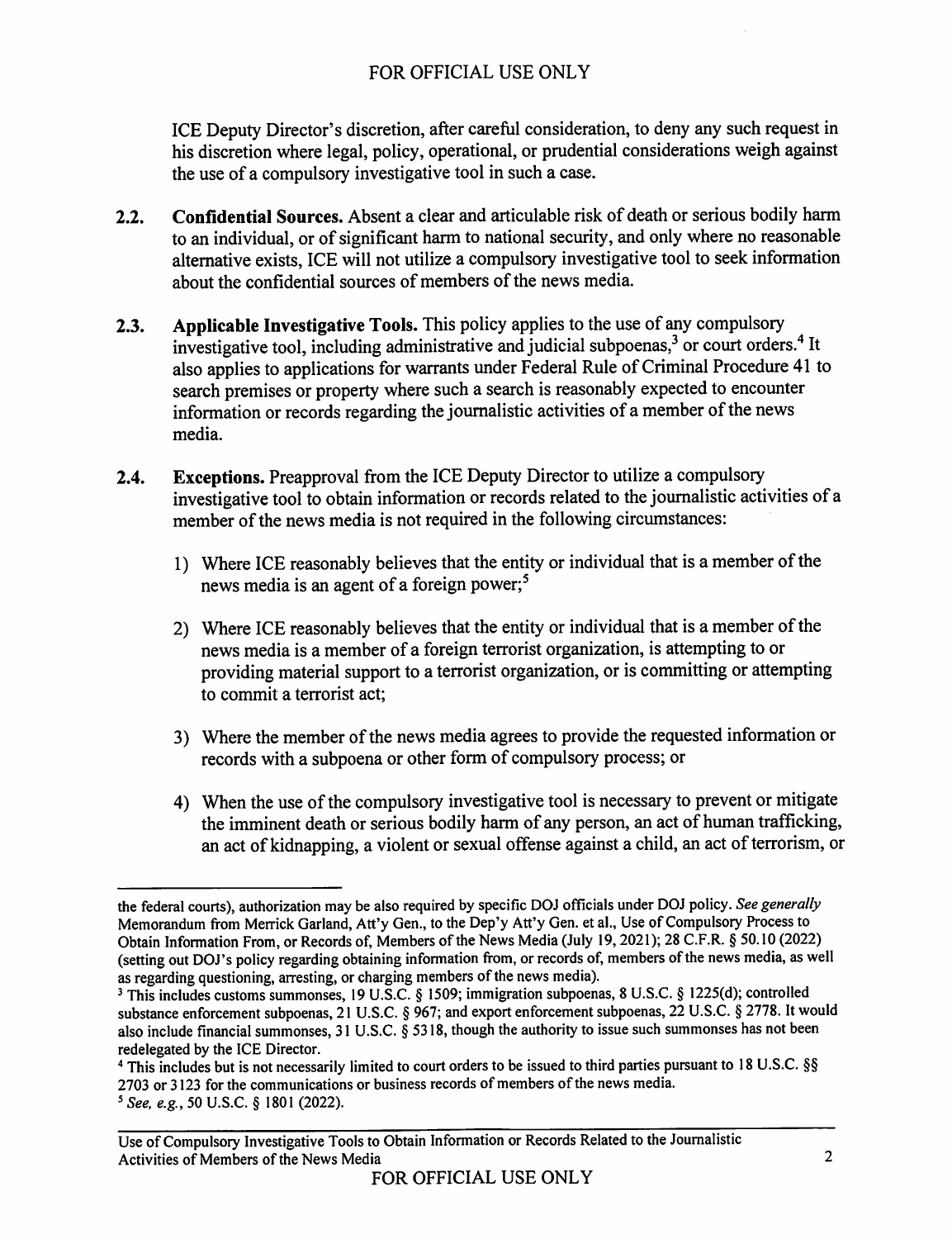ICE Deputy Director's discretion, after careful consideration, to deny any such request in his discretion where legal, policy, operational, or prudential considerations weigh against the use of a compulsory investigative tool in such a case.

**2.2. Confidential Sources.** Absent a clear and articulable risk of death or serious bodily harm to an individual, or of significant harm to national security, and only where no reasonable alternative exists, ICE will not utilize a compulsory investigative tool to seek information about the confidential sources of members of the news media.

**2.3. Applicable Investigative Tools.** This policy applies to the use of any compulsory investigative tool, including administrative and judicial subpoenas,[3] or court orders.[4] It also applies to applications for warrants under Federal Rule of Criminal Procedure 41 to search premises or property where such a search is reasonably expected to encounter information or records regarding the journalistic activities of a member of the news media.

**2.4. Exceptions.** Preapproval from the ICE Deputy Director to utilize a compulsory investigative tool to obtain information or records related to the journalistic activities of a member of the news media is not required in the following circumstances:

1) Where ICE reasonably believes that the entity or individual that is a member of the news media is an agent of a foreign power;[5]

2) Where ICE reasonably believes that the entity or individual that is a member of the news media is a member of a foreign terrorist organization, is attempting to or providing material support to a terrorist organization, or is committing or attempting to commit a terrorist act;

3) Where the member of the news media agrees to provide the requested information or records with a subpoena or other form of compulsory process; or

4) When the use of the compulsory investigative tool is necessary to prevent or mitigate the imminent death or serious bodily harm of any person, an act of human trafficking, an act of kidnapping, a violent or sexual offense against a child, an act of terrorism, or

---

the federal courts), authorization may be also required by specific DOJ officials under DOJ policy. *See generally* Memorandum from Merrick Garland, Att'y Gen., to the Dep'y Att'y Gen. et al., Use of Compulsory Process to Obtain Information From, or Records of, Members of the News Media (July 19, 2021); 28 C.F.R. § 50.10 (2022) (setting out DOJ's policy regarding obtaining information from, or records of, members of the news media, as well as regarding questioning, arresting, or charging members of the news media).

[3] This includes customs summonses, 19 U.S.C. § 1509; immigration subpoenas, 8 U.S.C. § 1225(d); controlled substance enforcement subpoenas, 21 U.S.C. § 967; and export enforcement subpoenas, 22 U.S.C. § 2778. It would also include financial summonses, 31 U.S.C. § 5318, though the authority to issue such summonses has not been redelegated by the ICE Director.

[4] This includes but is not necessarily limited to court orders to be issued to third parties pursuant to 18 U.S.C. §§ 2703 or 3123 for the communications or business records of members of the news media.

[5] *See, e.g.*, 50 U.S.C. § 1801 (2022).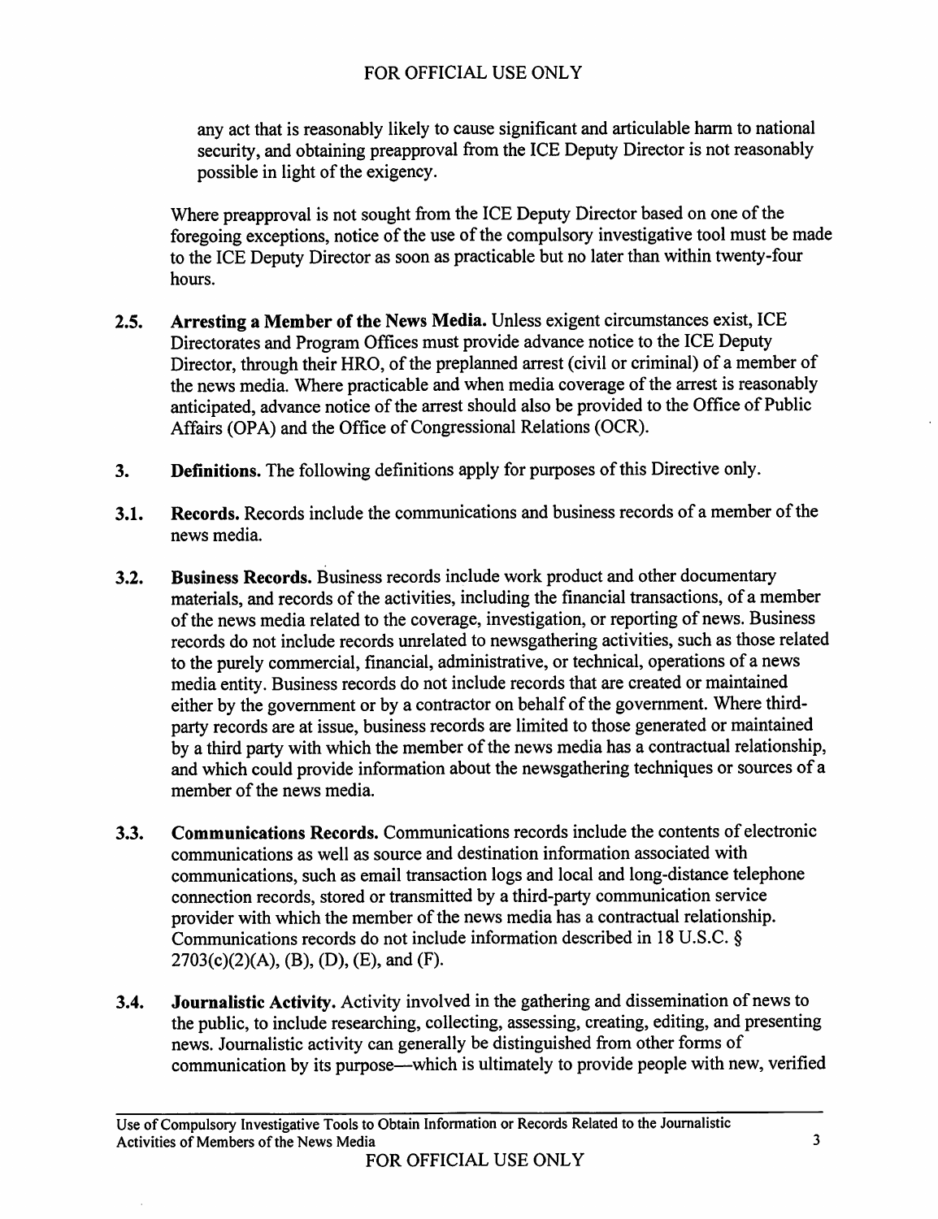any act that is reasonably likely to cause significant and articulable harm to national security, and obtaining preapproval from the ICE Deputy Director is not reasonably possible in light of the exigency.

Where preapproval is not sought from the ICE Deputy Director based on one of the foregoing exceptions, notice of the use of the compulsory investigative tool must be made to the ICE Deputy Director as soon as practicable but no later than within twenty-four hours.

**2.5. Arresting a Member of the News Media.** Unless exigent circumstances exist, ICE Directorates and Program Offices must provide advance notice to the ICE Deputy Director, through their HRO, of the preplanned arrest (civil or criminal) of a member of the news media. Where practicable and when media coverage of the arrest is reasonably anticipated, advance notice of the arrest should also be provided to the Office of Public Affairs (OPA) and the Office of Congressional Relations (OCR).

**3. Definitions.** The following definitions apply for purposes of this Directive only.

**3.1. Records.** Records include the communications and business records of a member of the news media.

**3.2. Business Records.** Business records include work product and other documentary materials, and records of the activities, including the financial transactions, of a member of the news media related to the coverage, investigation, or reporting of news. Business records do not include records unrelated to newsgathering activities, such as those related to the purely commercial, financial, administrative, or technical, operations of a news media entity. Business records do not include records that are created or maintained either by the government or by a contractor on behalf of the government. Where third-party records are at issue, business records are limited to those generated or maintained by a third party with which the member of the news media has a contractual relationship, and which could provide information about the newsgathering techniques or sources of a member of the news media.

**3.3. Communications Records.** Communications records include the contents of electronic communications as well as source and destination information associated with communications, such as email transaction logs and local and long-distance telephone connection records, stored or transmitted by a third-party communication service provider with which the member of the news media has a contractual relationship. Communications records do not include information described in 18 U.S.C. § 2703(c)(2)(A), (B), (D), (E), and (F).

**3.4. Journalistic Activity.** Activity involved in the gathering and dissemination of news to the public, to include researching, collecting, assessing, creating, editing, and presenting news. Journalistic activity can generally be distinguished from other forms of communication by its purpose—which is ultimately to provide people with new, verified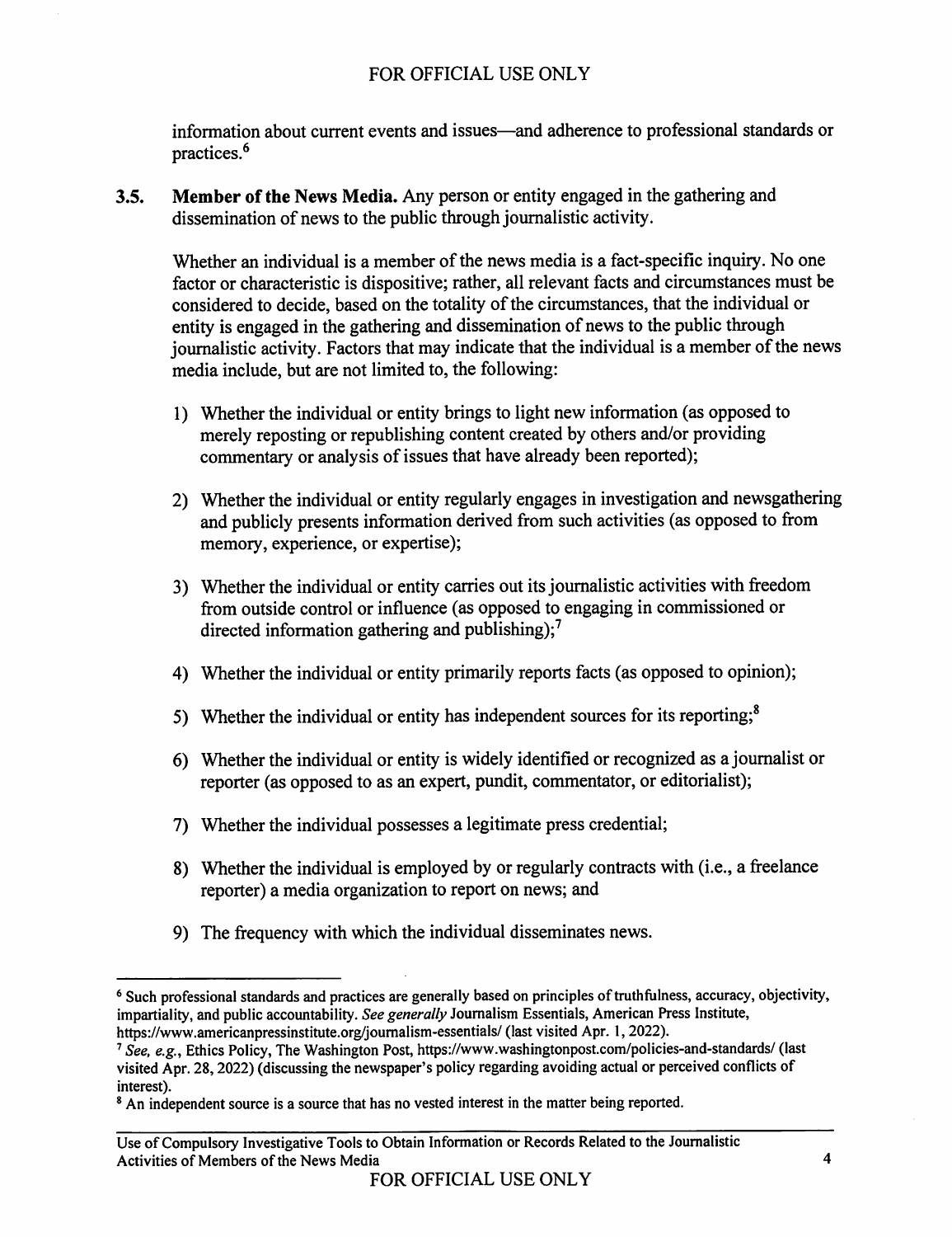information about current events and issues—and adherence to professional standards or practices.[6]

**3.5. Member of the News Media.** Any person or entity engaged in the gathering and dissemination of news to the public through journalistic activity.

Whether an individual is a member of the news media is a fact-specific inquiry. No one factor or characteristic is dispositive; rather, all relevant facts and circumstances must be considered to decide, based on the totality of the circumstances, that the individual or entity is engaged in the gathering and dissemination of news to the public through journalistic activity. Factors that may indicate that the individual is a member of the news media include, but are not limited to, the following:

1) Whether the individual or entity brings to light new information (as opposed to merely reposting or republishing content created by others and/or providing commentary or analysis of issues that have already been reported);

2) Whether the individual or entity regularly engages in investigation and newsgathering and publicly presents information derived from such activities (as opposed to from memory, experience, or expertise);

3) Whether the individual or entity carries out its journalistic activities with freedom from outside control or influence (as opposed to engaging in commissioned or directed information gathering and publishing);[7]

4) Whether the individual or entity primarily reports facts (as opposed to opinion);

5) Whether the individual or entity has independent sources for its reporting;[8]

6) Whether the individual or entity is widely identified or recognized as a journalist or reporter (as opposed to as an expert, pundit, commentator, or editorialist);

7) Whether the individual possesses a legitimate press credential;

8) Whether the individual is employed by or regularly contracts with (i.e., a freelance reporter) a media organization to report on news; and

9) The frequency with which the individual disseminates news.

---

[6] Such professional standards and practices are generally based on principles of truthfulness, accuracy, objectivity, impartiality, and public accountability. *See generally* Journalism Essentials, American Press Institute, https://www.americanpressinstitute.org/journalism-essentials/ (last visited Apr. 1, 2022).

[7] *See, e.g.*, Ethics Policy, The Washington Post, https://www.washingtonpost.com/policies-and-standards/ (last visited Apr. 28, 2022) (discussing the newspaper's policy regarding avoiding actual or perceived conflicts of interest).

[8] An independent source is a source that has no vested interest in the matter being reported.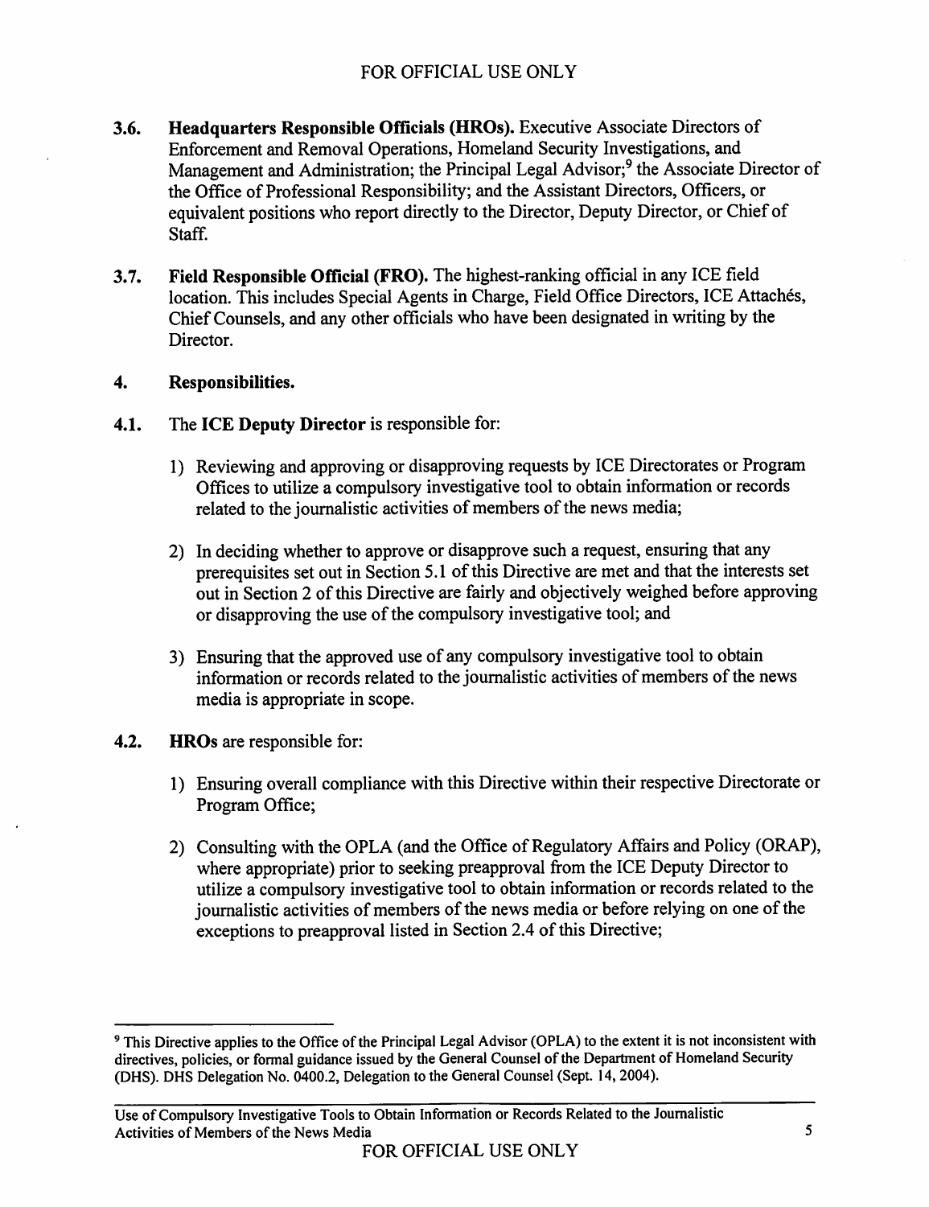**3.6. Headquarters Responsible Officials (HROs).** Executive Associate Directors of Enforcement and Removal Operations, Homeland Security Investigations, and Management and Administration; the Principal Legal Advisor;[9] the Associate Director of the Office of Professional Responsibility; and the Assistant Directors, Officers, or equivalent positions who report directly to the Director, Deputy Director, or Chief of Staff.

**3.7. Field Responsible Official (FRO).** The highest-ranking official in any ICE field location. This includes Special Agents in Charge, Field Office Directors, ICE Attachés, Chief Counsels, and any other officials who have been designated in writing by the Director.

## 4. Responsibilities.

**4.1.** The **ICE Deputy Director** is responsible for:

1) Reviewing and approving or disapproving requests by ICE Directorates or Program Offices to utilize a compulsory investigative tool to obtain information or records related to the journalistic activities of members of the news media;

2) In deciding whether to approve or disapprove such a request, ensuring that any prerequisites set out in Section 5.1 of this Directive are met and that the interests set out in Section 2 of this Directive are fairly and objectively weighed before approving or disapproving the use of the compulsory investigative tool; and

3) Ensuring that the approved use of any compulsory investigative tool to obtain information or records related to the journalistic activities of members of the news media is appropriate in scope.

**4.2. HROs** are responsible for:

1) Ensuring overall compliance with this Directive within their respective Directorate or Program Office;

2) Consulting with the OPLA (and the Office of Regulatory Affairs and Policy (ORAP), where appropriate) prior to seeking preapproval from the ICE Deputy Director to utilize a compulsory investigative tool to obtain information or records related to the journalistic activities of members of the news media or before relying on one of the exceptions to preapproval listed in Section 2.4 of this Directive;

---

[9] This Directive applies to the Office of the Principal Legal Advisor (OPLA) to the extent it is not inconsistent with directives, policies, or formal guidance issued by the General Counsel of the Department of Homeland Security (DHS). DHS Delegation No. 0400.2, Delegation to the General Counsel (Sept. 14, 2004).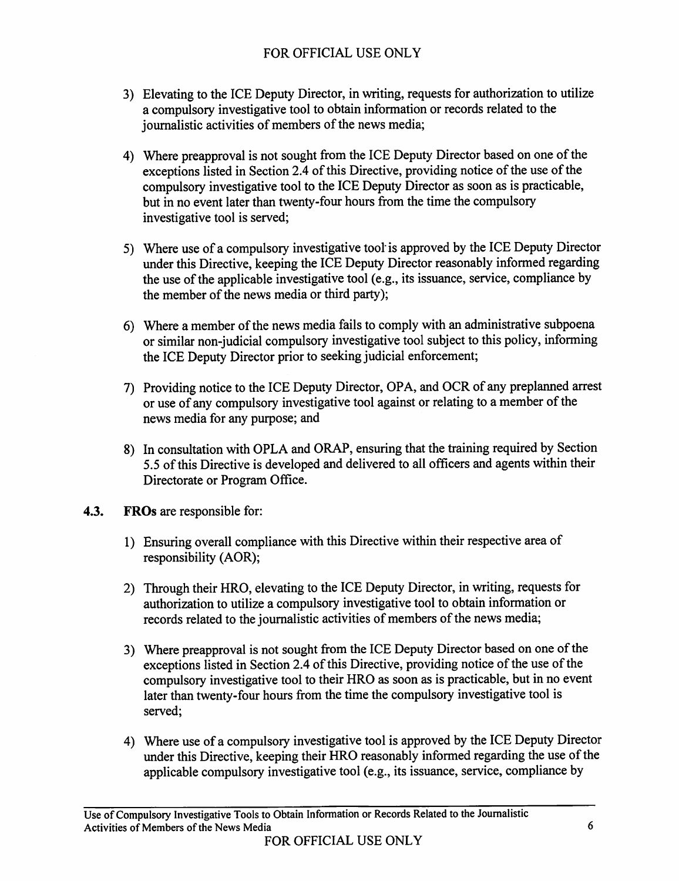3) Elevating to the ICE Deputy Director, in writing, requests for authorization to utilize a compulsory investigative tool to obtain information or records related to the journalistic activities of members of the news media;

4) Where preapproval is not sought from the ICE Deputy Director based on one of the exceptions listed in Section 2.4 of this Directive, providing notice of the use of the compulsory investigative tool to the ICE Deputy Director as soon as is practicable, but in no event later than twenty-four hours from the time the compulsory investigative tool is served;

5) Where use of a compulsory investigative tool is approved by the ICE Deputy Director under this Directive, keeping the ICE Deputy Director reasonably informed regarding the use of the applicable investigative tool (e.g., its issuance, service, compliance by the member of the news media or third party);

6) Where a member of the news media fails to comply with an administrative subpoena or similar non-judicial compulsory investigative tool subject to this policy, informing the ICE Deputy Director prior to seeking judicial enforcement;

7) Providing notice to the ICE Deputy Director, OPA, and OCR of any preplanned arrest or use of any compulsory investigative tool against or relating to a member of the news media for any purpose; and

8) In consultation with OPLA and ORAP, ensuring that the training required by Section 5.5 of this Directive is developed and delivered to all officers and agents within their Directorate or Program Office.

**4.3. FROs** are responsible for:

1) Ensuring overall compliance with this Directive within their respective area of responsibility (AOR);

2) Through their HRO, elevating to the ICE Deputy Director, in writing, requests for authorization to utilize a compulsory investigative tool to obtain information or records related to the journalistic activities of members of the news media;

3) Where preapproval is not sought from the ICE Deputy Director based on one of the exceptions listed in Section 2.4 of this Directive, providing notice of the use of the compulsory investigative tool to their HRO as soon as is practicable, but in no event later than twenty-four hours from the time the compulsory investigative tool is served;

4) Where use of a compulsory investigative tool is approved by the ICE Deputy Director under this Directive, keeping their HRO reasonably informed regarding the use of the applicable compulsory investigative tool (e.g., its issuance, service, compliance by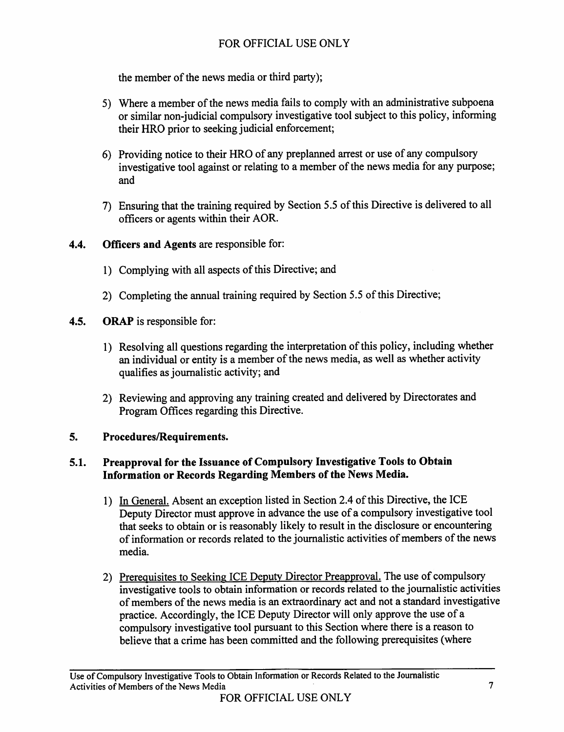the member of the news media or third party);

5) Where a member of the news media fails to comply with an administrative subpoena or similar non-judicial compulsory investigative tool subject to this policy, informing their HRO prior to seeking judicial enforcement;

6) Providing notice to their HRO of any preplanned arrest or use of any compulsory investigative tool against or relating to a member of the news media for any purpose; and

7) Ensuring that the training required by Section 5.5 of this Directive is delivered to all officers or agents within their AOR.

**4.4. Officers and Agents** are responsible for:

1) Complying with all aspects of this Directive; and

2) Completing the annual training required by Section 5.5 of this Directive;

**4.5. ORAP** is responsible for:

1) Resolving all questions regarding the interpretation of this policy, including whether an individual or entity is a member of the news media, as well as whether activity qualifies as journalistic activity; and

2) Reviewing and approving any training created and delivered by Directorates and Program Offices regarding this Directive.

## 5. Procedures/Requirements.

### 5.1. Preapproval for the Issuance of Compulsory Investigative Tools to Obtain Information or Records Regarding Members of the News Media.

1) In General. Absent an exception listed in Section 2.4 of this Directive, the ICE Deputy Director must approve in advance the use of a compulsory investigative tool that seeks to obtain or is reasonably likely to result in the disclosure or encountering of information or records related to the journalistic activities of members of the news media.

2) Prerequisites to Seeking ICE Deputy Director Preapproval. The use of compulsory investigative tools to obtain information or records related to the journalistic activities of members of the news media is an extraordinary act and not a standard investigative practice. Accordingly, the ICE Deputy Director will only approve the use of a compulsory investigative tool pursuant to this Section where there is a reason to believe that a crime has been committed and the following prerequisites (where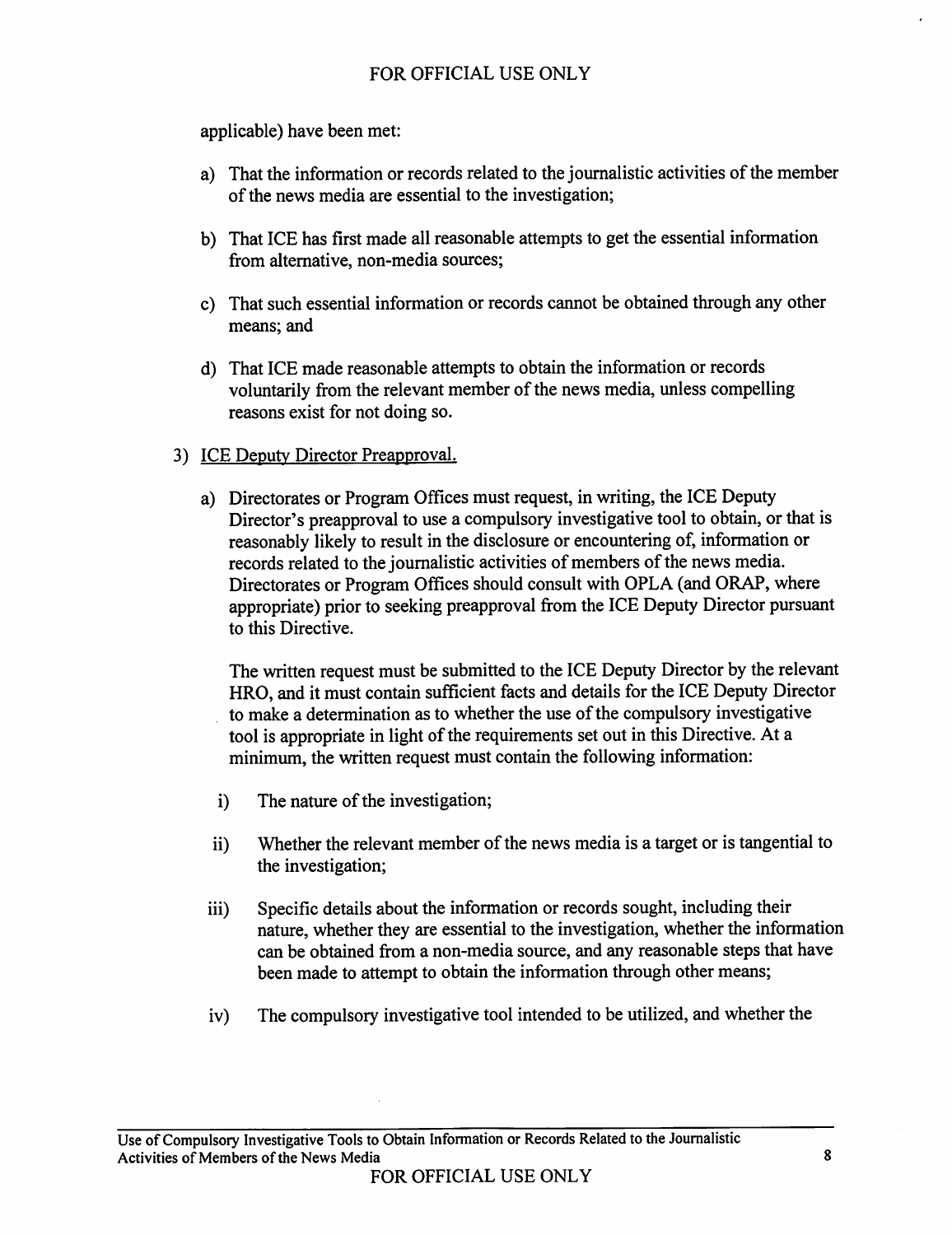applicable) have been met:

a) That the information or records related to the journalistic activities of the member of the news media are essential to the investigation;

b) That ICE has first made all reasonable attempts to get the essential information from alternative, non-media sources;

c) That such essential information or records cannot be obtained through any other means; and

d) That ICE made reasonable attempts to obtain the information or records voluntarily from the relevant member of the news media, unless compelling reasons exist for not doing so.

3) <u>ICE Deputy Director Preapproval.</u>

a) Directorates or Program Offices must request, in writing, the ICE Deputy Director's preapproval to use a compulsory investigative tool to obtain, or that is reasonably likely to result in the disclosure or encountering of, information or records related to the journalistic activities of members of the news media. Directorates or Program Offices should consult with OPLA (and ORAP, where appropriate) prior to seeking preapproval from the ICE Deputy Director pursuant to this Directive.

The written request must be submitted to the ICE Deputy Director by the relevant HRO, and it must contain sufficient facts and details for the ICE Deputy Director to make a determination as to whether the use of the compulsory investigative tool is appropriate in light of the requirements set out in this Directive. At a minimum, the written request must contain the following information:

i) The nature of the investigation;

ii) Whether the relevant member of the news media is a target or is tangential to the investigation;

iii) Specific details about the information or records sought, including their nature, whether they are essential to the investigation, whether the information can be obtained from a non-media source, and any reasonable steps that have been made to attempt to obtain the information through other means;

iv) The compulsory investigative tool intended to be utilized, and whether the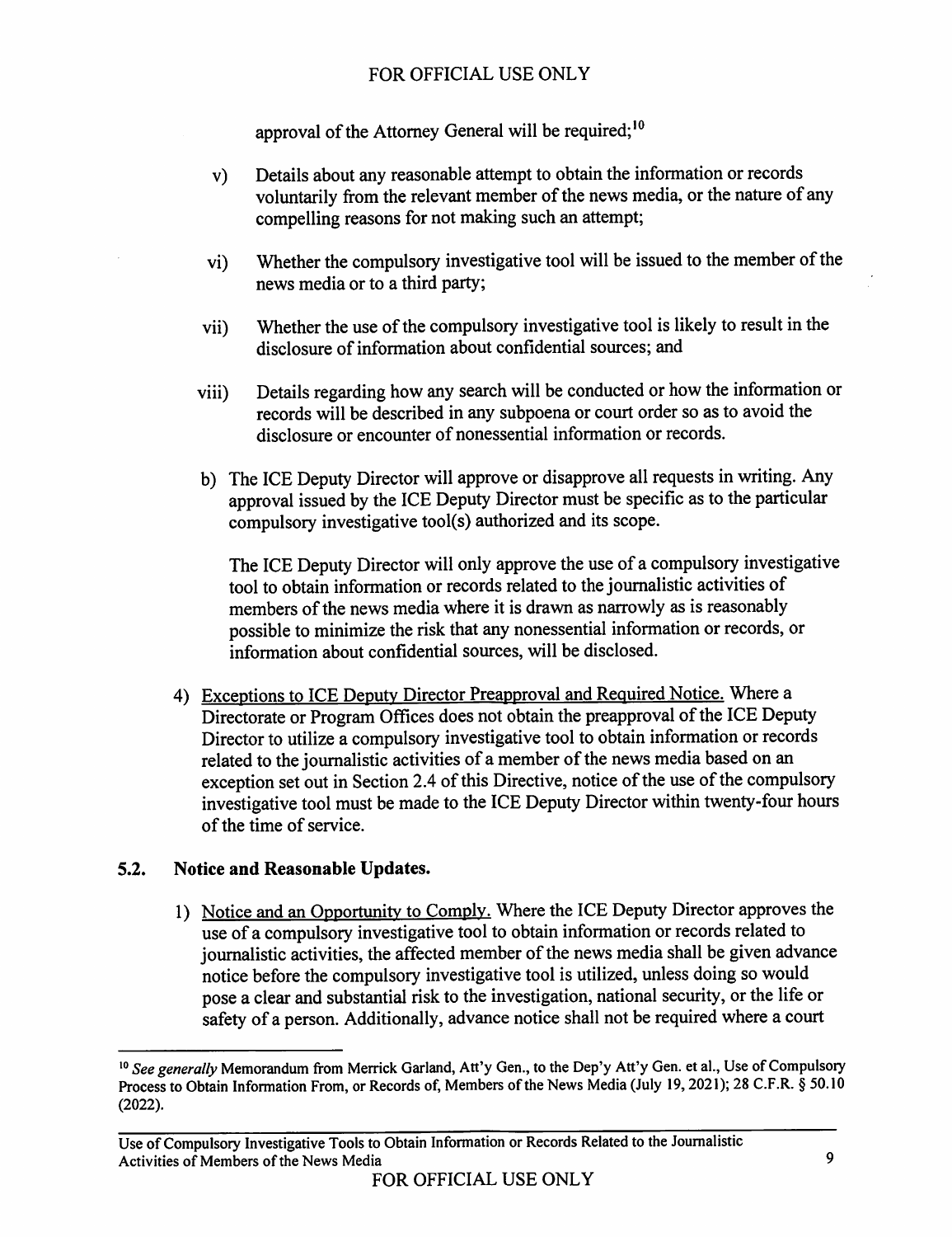approval of the Attorney General will be required;[10]

v) Details about any reasonable attempt to obtain the information or records voluntarily from the relevant member of the news media, or the nature of any compelling reasons for not making such an attempt;

vi) Whether the compulsory investigative tool will be issued to the member of the news media or to a third party;

vii) Whether the use of the compulsory investigative tool is likely to result in the disclosure of information about confidential sources; and

viii) Details regarding how any search will be conducted or how the information or records will be described in any subpoena or court order so as to avoid the disclosure or encounter of nonessential information or records.

b) The ICE Deputy Director will approve or disapprove all requests in writing. Any approval issued by the ICE Deputy Director must be specific as to the particular compulsory investigative tool(s) authorized and its scope.

The ICE Deputy Director will only approve the use of a compulsory investigative tool to obtain information or records related to the journalistic activities of members of the news media where it is drawn as narrowly as is reasonably possible to minimize the risk that any nonessential information or records, or information about confidential sources, will be disclosed.

4) Exceptions to ICE Deputy Director Preapproval and Required Notice. Where a Directorate or Program Offices does not obtain the preapproval of the ICE Deputy Director to utilize a compulsory investigative tool to obtain information or records related to the journalistic activities of a member of the news media based on an exception set out in Section 2.4 of this Directive, notice of the use of the compulsory investigative tool must be made to the ICE Deputy Director within twenty-four hours of the time of service.

## 5.2. Notice and Reasonable Updates.

1) Notice and an Opportunity to Comply. Where the ICE Deputy Director approves the use of a compulsory investigative tool to obtain information or records related to journalistic activities, the affected member of the news media shall be given advance notice before the compulsory investigative tool is utilized, unless doing so would pose a clear and substantial risk to the investigation, national security, or the life or safety of a person. Additionally, advance notice shall not be required where a court

---

[10] *See generally* Memorandum from Merrick Garland, Att'y Gen., to the Dep'y Att'y Gen. et al., Use of Compulsory Process to Obtain Information From, or Records of, Members of the News Media (July 19, 2021); 28 C.F.R. § 50.10 (2022).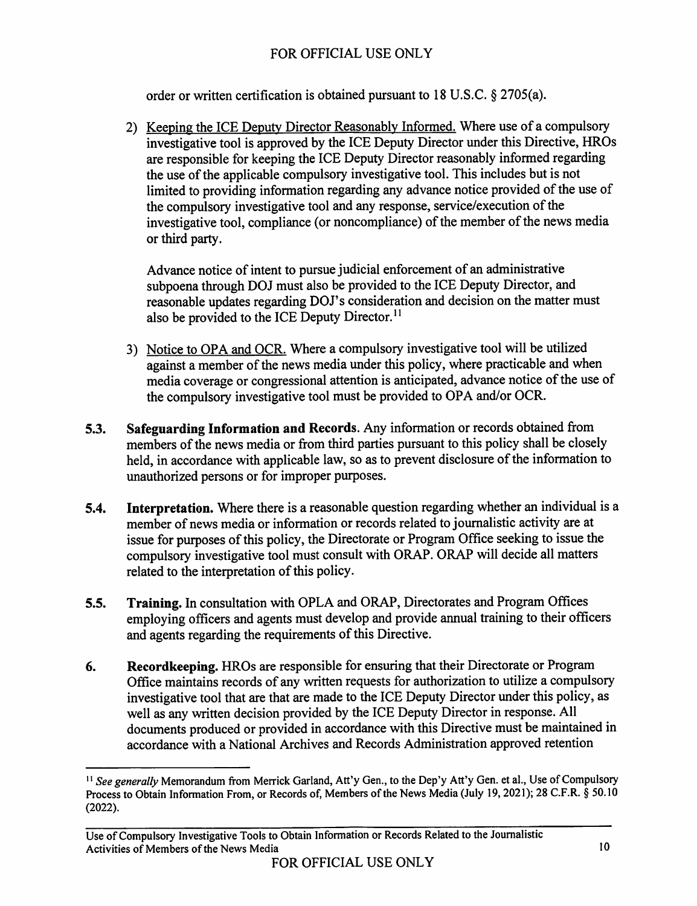order or written certification is obtained pursuant to 18 U.S.C. § 2705(a).

2) Keeping the ICE Deputy Director Reasonably Informed. Where use of a compulsory investigative tool is approved by the ICE Deputy Director under this Directive, HROs are responsible for keeping the ICE Deputy Director reasonably informed regarding the use of the applicable compulsory investigative tool. This includes but is not limited to providing information regarding any advance notice provided of the use of the compulsory investigative tool and any response, service/execution of the investigative tool, compliance (or noncompliance) of the member of the news media or third party.

   Advance notice of intent to pursue judicial enforcement of an administrative subpoena through DOJ must also be provided to the ICE Deputy Director, and reasonable updates regarding DOJ's consideration and decision on the matter must also be provided to the ICE Deputy Director.[11]

3) Notice to OPA and OCR. Where a compulsory investigative tool will be utilized against a member of the news media under this policy, where practicable and when media coverage or congressional attention is anticipated, advance notice of the use of the compulsory investigative tool must be provided to OPA and/or OCR.

**5.3. Safeguarding Information and Records**. Any information or records obtained from members of the news media or from third parties pursuant to this policy shall be closely held, in accordance with applicable law, so as to prevent disclosure of the information to unauthorized persons or for improper purposes.

**5.4. Interpretation.** Where there is a reasonable question regarding whether an individual is a member of news media or information or records related to journalistic activity are at issue for purposes of this policy, the Directorate or Program Office seeking to issue the compulsory investigative tool must consult with ORAP. ORAP will decide all matters related to the interpretation of this policy.

**5.5. Training.** In consultation with OPLA and ORAP, Directorates and Program Offices employing officers and agents must develop and provide annual training to their officers and agents regarding the requirements of this Directive.

**6. Recordkeeping.** HROs are responsible for ensuring that their Directorate or Program Office maintains records of any written requests for authorization to utilize a compulsory investigative tool that are that are made to the ICE Deputy Director under this policy, as well as any written decision provided by the ICE Deputy Director in response. All documents produced or provided in accordance with this Directive must be maintained in accordance with a National Archives and Records Administration approved retention

---

[11] *See generally* Memorandum from Merrick Garland, Att'y Gen., to the Dep'y Att'y Gen. et al., Use of Compulsory Process to Obtain Information From, or Records of, Members of the News Media (July 19, 2021); 28 C.F.R. § 50.10 (2022).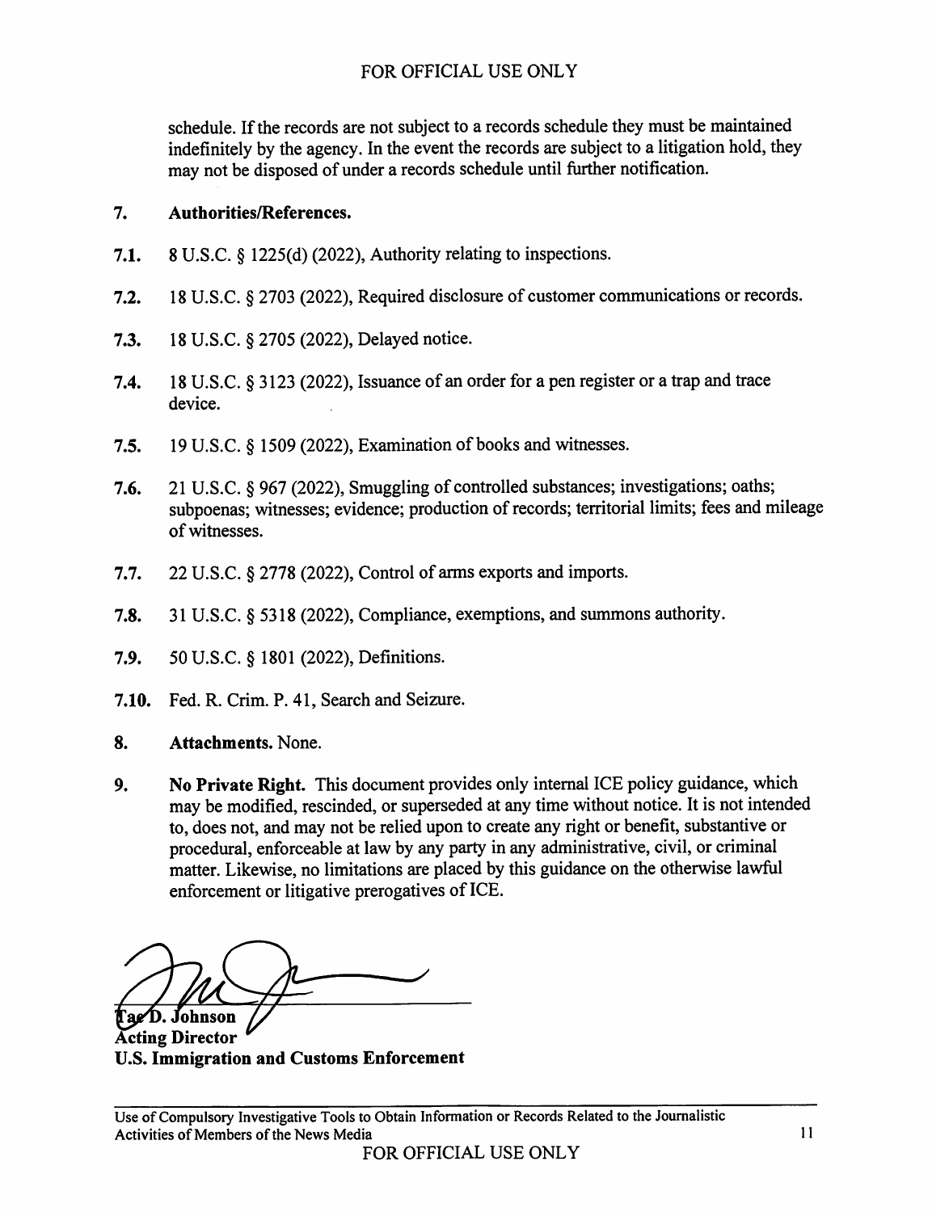schedule. If the records are not subject to a records schedule they must be maintained indefinitely by the agency. In the event the records are subject to a litigation hold, they may not be disposed of under a records schedule until further notification.

**7. Authorities/References.**

**7.1.** 8 U.S.C. § 1225(d) (2022), Authority relating to inspections.

**7.2.** 18 U.S.C. § 2703 (2022), Required disclosure of customer communications or records.

**7.3.** 18 U.S.C. § 2705 (2022), Delayed notice.

**7.4.** 18 U.S.C. § 3123 (2022), Issuance of an order for a pen register or a trap and trace device.

**7.5.** 19 U.S.C. § 1509 (2022), Examination of books and witnesses.

**7.6.** 21 U.S.C. § 967 (2022), Smuggling of controlled substances; investigations; oaths; subpoenas; witnesses; evidence; production of records; territorial limits; fees and mileage of witnesses.

**7.7.** 22 U.S.C. § 2778 (2022), Control of arms exports and imports.

**7.8.** 31 U.S.C. § 5318 (2022), Compliance, exemptions, and summons authority.

**7.9.** 50 U.S.C. § 1801 (2022), Definitions.

**7.10.** Fed. R. Crim. P. 41, Search and Seizure.

**8. Attachments.** None.

**9. No Private Right.** This document provides only internal ICE policy guidance, which may be modified, rescinded, or superseded at any time without notice. It is not intended to, does not, and may not be relied upon to create any right or benefit, substantive or procedural, enforceable at law by any party in any administrative, civil, or criminal matter. Likewise, no limitations are placed by this guidance on the otherwise lawful enforcement or litigative prerogatives of ICE.

**Tae D. Johnson**
**Acting Director**
**U.S. Immigration and Customs Enforcement**